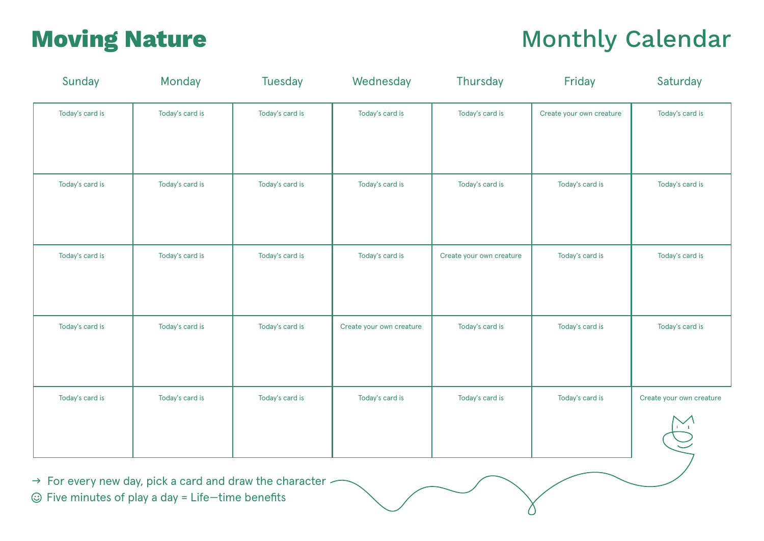# Moving Nature

# Monthly Calendar

| Sunday | Monday | Tuesday | Wednesday | Thursday | Friday | Saturday |
|---|---|---|---|---|---|---|
| Today's card is | Today's card is | Today's card is | Today's card is | Today's card is | Create your own creature | Today's card is |
| Today's card is | Today's card is | Today's card is | Today's card is | Today's card is | Today's card is | Today's card is |
| Today's card is | Today's card is | Today's card is | Today's card is | Create your own creature | Today's card is | Today's card is |
| Today's card is | Today's card is | Today's card is | Create your own creature | Today's card is | Today's card is | Today's card is |
| Today's card is | Today's card is | Today's card is | Today's card is | Today's card is | Today's card is | Create your own creature |

→ For every new day, pick a card and draw the character

☺ Five minutes of play a day = Life—time benefits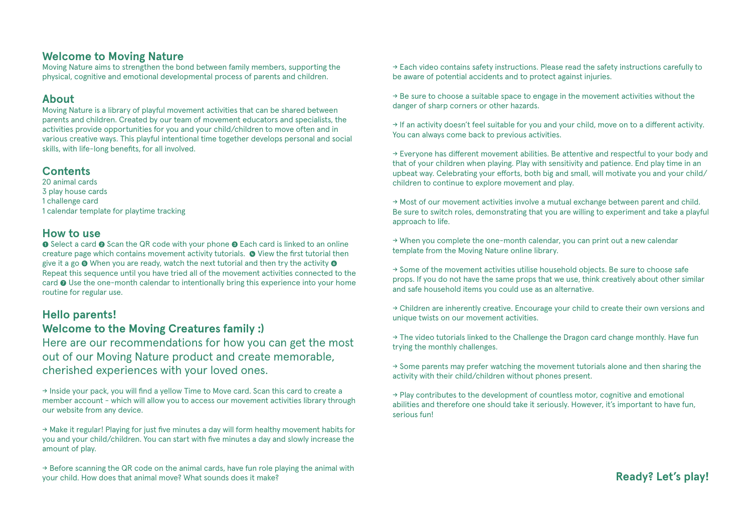## Welcome to Moving Nature

Moving Nature aims to strengthen the bond between family members, supporting the physical, cognitive and emotional developmental process of parents and children.

## About

Moving Nature is a library of playful movement activities that can be shared between parents and children. Created by our team of movement educators and specialists, the activities provide opportunities for you and your child/children to move often and in various creative ways. This playful intentional time together develops personal and social skills, with life-long benefits, for all involved.

## Contents

20 animal cards
3 play house cards
1 challenge card
1 calendar template for playtime tracking

## How to use

❶ Select a card ❷ Scan the QR code with your phone ❸ Each card is linked to an online creature page which contains movement activity tutorials. ❹ View the first tutorial then give it a go ❺ When you are ready, watch the next tutorial and then try the activity ❻ Repeat this sequence until you have tried all of the movement activities connected to the card ❼ Use the one-month calendar to intentionally bring this experience into your home routine for regular use.

## Hello parents!

### Welcome to the Moving Creatures family :)

Here are our recommendations for how you can get the most out of our Moving Nature product and create memorable, cherished experiences with your loved ones.

→ Inside your pack, you will find a yellow Time to Move card. Scan this card to create a member account - which will allow you to access our movement activities library through our website from any device.

→ Make it regular! Playing for just five minutes a day will form healthy movement habits for you and your child/children. You can start with five minutes a day and slowly increase the amount of play.

→ Before scanning the QR code on the animal cards, have fun role playing the animal with your child. How does that animal move? What sounds does it make?

→ Each video contains safety instructions. Please read the safety instructions carefully to be aware of potential accidents and to protect against injuries.

→ Be sure to choose a suitable space to engage in the movement activities without the danger of sharp corners or other hazards.

→ If an activity doesn't feel suitable for you and your child, move on to a different activity. You can always come back to previous activities.

→ Everyone has different movement abilities. Be attentive and respectful to your body and that of your children when playing. Play with sensitivity and patience. End play time in an upbeat way. Celebrating your efforts, both big and small, will motivate you and your child/children to continue to explore movement and play.

→ Most of our movement activities involve a mutual exchange between parent and child. Be sure to switch roles, demonstrating that you are willing to experiment and take a playful approach to life.

→ When you complete the one-month calendar, you can print out a new calendar template from the Moving Nature online library.

→ Some of the movement activities utilise household objects. Be sure to choose safe props. If you do not have the same props that we use, think creatively about other similar and safe household items you could use as an alternative.

→ Children are inherently creative. Encourage your child to create their own versions and unique twists on our movement activities.

→ The video tutorials linked to the Challenge the Dragon card change monthly. Have fun trying the monthly challenges.

→ Some parents may prefer watching the movement tutorials alone and then sharing the activity with their child/children without phones present.

→ Play contributes to the development of countless motor, cognitive and emotional abilities and therefore one should take it seriously. However, it's important to have fun, serious fun!

**Ready? Let's play!**